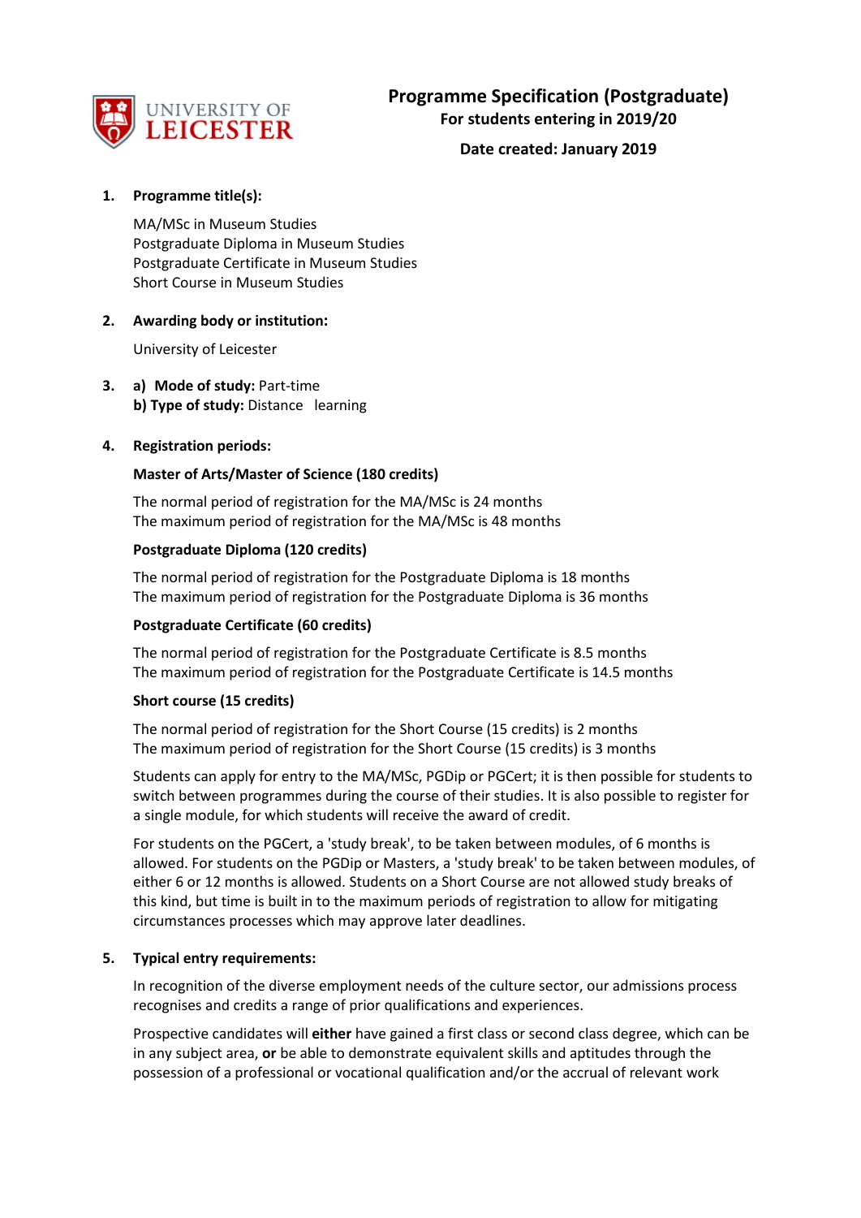# Programme Specification (Postgraduate)

**For students entering in 2019/20**

**Date created: January 2019**

**1. Programme title(s):**

MA/MSc in Museum Studies
Postgraduate Diploma in Museum Studies
Postgraduate Certificate in Museum Studies
Short Course in Museum Studies

**2. Awarding body or institution:**

University of Leicester

**3. a) Mode of study:** Part-time
**b) Type of study:** Distance learning

**4. Registration periods:**

**Master of Arts/Master of Science (180 credits)**

The normal period of registration for the MA/MSc is 24 months
The maximum period of registration for the MA/MSc is 48 months

**Postgraduate Diploma (120 credits)**

The normal period of registration for the Postgraduate Diploma is 18 months
The maximum period of registration for the Postgraduate Diploma is 36 months

**Postgraduate Certificate (60 credits)**

The normal period of registration for the Postgraduate Certificate is 8.5 months
The maximum period of registration for the Postgraduate Certificate is 14.5 months

**Short course (15 credits)**

The normal period of registration for the Short Course (15 credits) is 2 months
The maximum period of registration for the Short Course (15 credits) is 3 months

Students can apply for entry to the MA/MSc, PGDip or PGCert; it is then possible for students to switch between programmes during the course of their studies. It is also possible to register for a single module, for which students will receive the award of credit.

For students on the PGCert, a 'study break', to be taken between modules, of 6 months is allowed. For students on the PGDip or Masters, a 'study break' to be taken between modules, of either 6 or 12 months is allowed. Students on a Short Course are not allowed study breaks of this kind, but time is built in to the maximum periods of registration to allow for mitigating circumstances processes which may approve later deadlines.

**5. Typical entry requirements:**

In recognition of the diverse employment needs of the culture sector, our admissions process recognises and credits a range of prior qualifications and experiences.

Prospective candidates will **either** have gained a first class or second class degree, which can be in any subject area, **or** be able to demonstrate equivalent skills and aptitudes through the possession of a professional or vocational qualification and/or the accrual of relevant work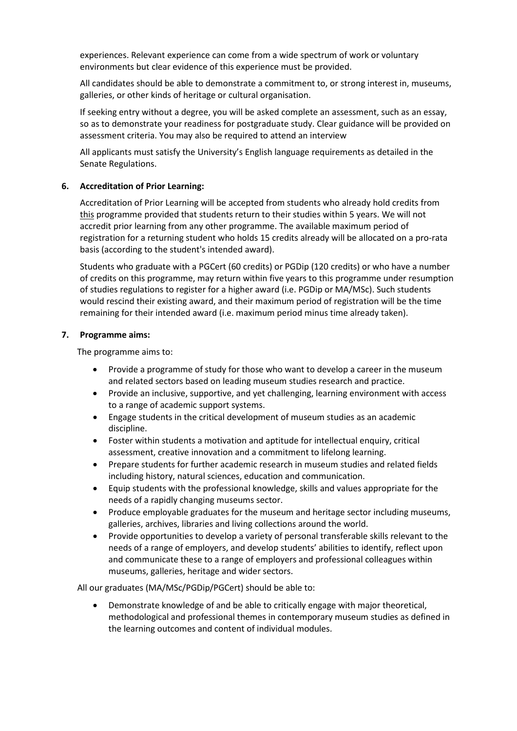experiences. Relevant experience can come from a wide spectrum of work or voluntary environments but clear evidence of this experience must be provided.

All candidates should be able to demonstrate a commitment to, or strong interest in, museums, galleries, or other kinds of heritage or cultural organisation.

If seeking entry without a degree, you will be asked complete an assessment, such as an essay, so as to demonstrate your readiness for postgraduate study. Clear guidance will be provided on assessment criteria. You may also be required to attend an interview

All applicants must satisfy the University's English language requirements as detailed in the Senate Regulations.

## 6. Accreditation of Prior Learning:

Accreditation of Prior Learning will be accepted from students who already hold credits from this programme provided that students return to their studies within 5 years. We will not accredit prior learning from any other programme. The available maximum period of registration for a returning student who holds 15 credits already will be allocated on a pro-rata basis (according to the student's intended award).

Students who graduate with a PGCert (60 credits) or PGDip (120 credits) or who have a number of credits on this programme, may return within five years to this programme under resumption of studies regulations to register for a higher award (i.e. PGDip or MA/MSc). Such students would rescind their existing award, and their maximum period of registration will be the time remaining for their intended award (i.e. maximum period minus time already taken).

## 7. Programme aims:

The programme aims to:

- Provide a programme of study for those who want to develop a career in the museum and related sectors based on leading museum studies research and practice.
- Provide an inclusive, supportive, and yet challenging, learning environment with access to a range of academic support systems.
- Engage students in the critical development of museum studies as an academic discipline.
- Foster within students a motivation and aptitude for intellectual enquiry, critical assessment, creative innovation and a commitment to lifelong learning.
- Prepare students for further academic research in museum studies and related fields including history, natural sciences, education and communication.
- Equip students with the professional knowledge, skills and values appropriate for the needs of a rapidly changing museums sector.
- Produce employable graduates for the museum and heritage sector including museums, galleries, archives, libraries and living collections around the world.
- Provide opportunities to develop a variety of personal transferable skills relevant to the needs of a range of employers, and develop students' abilities to identify, reflect upon and communicate these to a range of employers and professional colleagues within museums, galleries, heritage and wider sectors.

All our graduates (MA/MSc/PGDip/PGCert) should be able to:

- Demonstrate knowledge of and be able to critically engage with major theoretical, methodological and professional themes in contemporary museum studies as defined in the learning outcomes and content of individual modules.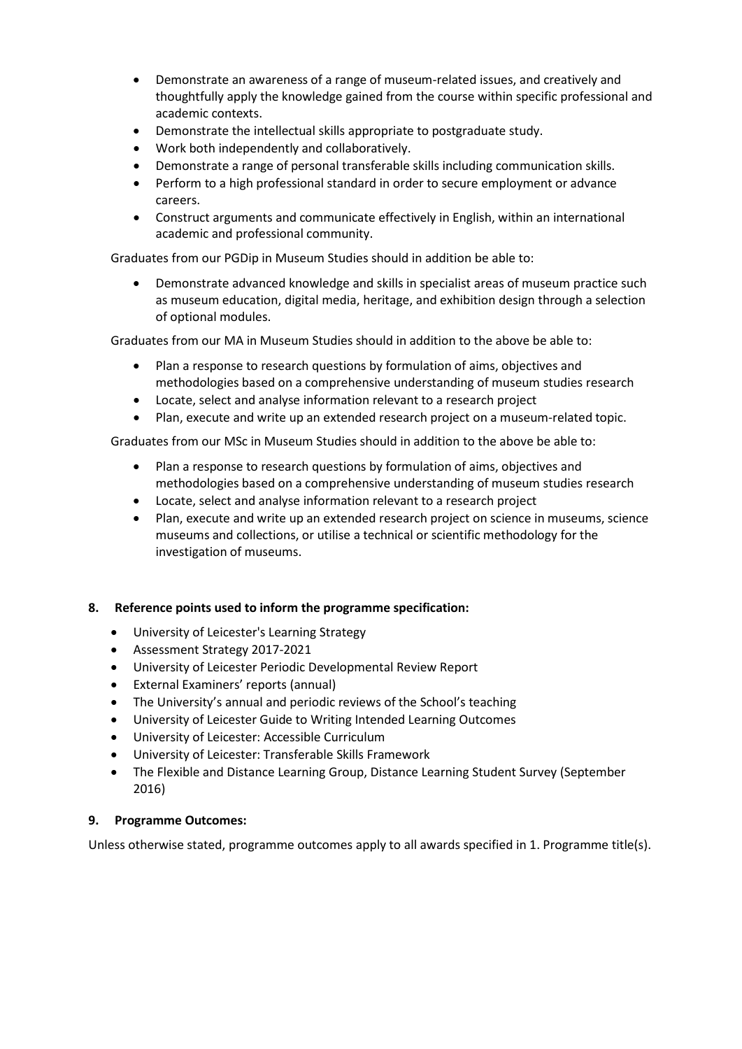- Demonstrate an awareness of a range of museum-related issues, and creatively and thoughtfully apply the knowledge gained from the course within specific professional and academic contexts.
- Demonstrate the intellectual skills appropriate to postgraduate study.
- Work both independently and collaboratively.
- Demonstrate a range of personal transferable skills including communication skills.
- Perform to a high professional standard in order to secure employment or advance careers.
- Construct arguments and communicate effectively in English, within an international academic and professional community.

Graduates from our PGDip in Museum Studies should in addition be able to:

- Demonstrate advanced knowledge and skills in specialist areas of museum practice such as museum education, digital media, heritage, and exhibition design through a selection of optional modules.

Graduates from our MA in Museum Studies should in addition to the above be able to:

- Plan a response to research questions by formulation of aims, objectives and methodologies based on a comprehensive understanding of museum studies research
- Locate, select and analyse information relevant to a research project
- Plan, execute and write up an extended research project on a museum-related topic.

Graduates from our MSc in Museum Studies should in addition to the above be able to:

- Plan a response to research questions by formulation of aims, objectives and methodologies based on a comprehensive understanding of museum studies research
- Locate, select and analyse information relevant to a research project
- Plan, execute and write up an extended research project on science in museums, science museums and collections, or utilise a technical or scientific methodology for the investigation of museums.

## 8. Reference points used to inform the programme specification:

- University of Leicester's Learning Strategy
- Assessment Strategy 2017-2021
- University of Leicester Periodic Developmental Review Report
- External Examiners' reports (annual)
- The University's annual and periodic reviews of the School's teaching
- University of Leicester Guide to Writing Intended Learning Outcomes
- University of Leicester: Accessible Curriculum
- University of Leicester: Transferable Skills Framework
- The Flexible and Distance Learning Group, Distance Learning Student Survey (September 2016)

## 9. Programme Outcomes:

Unless otherwise stated, programme outcomes apply to all awards specified in 1. Programme title(s).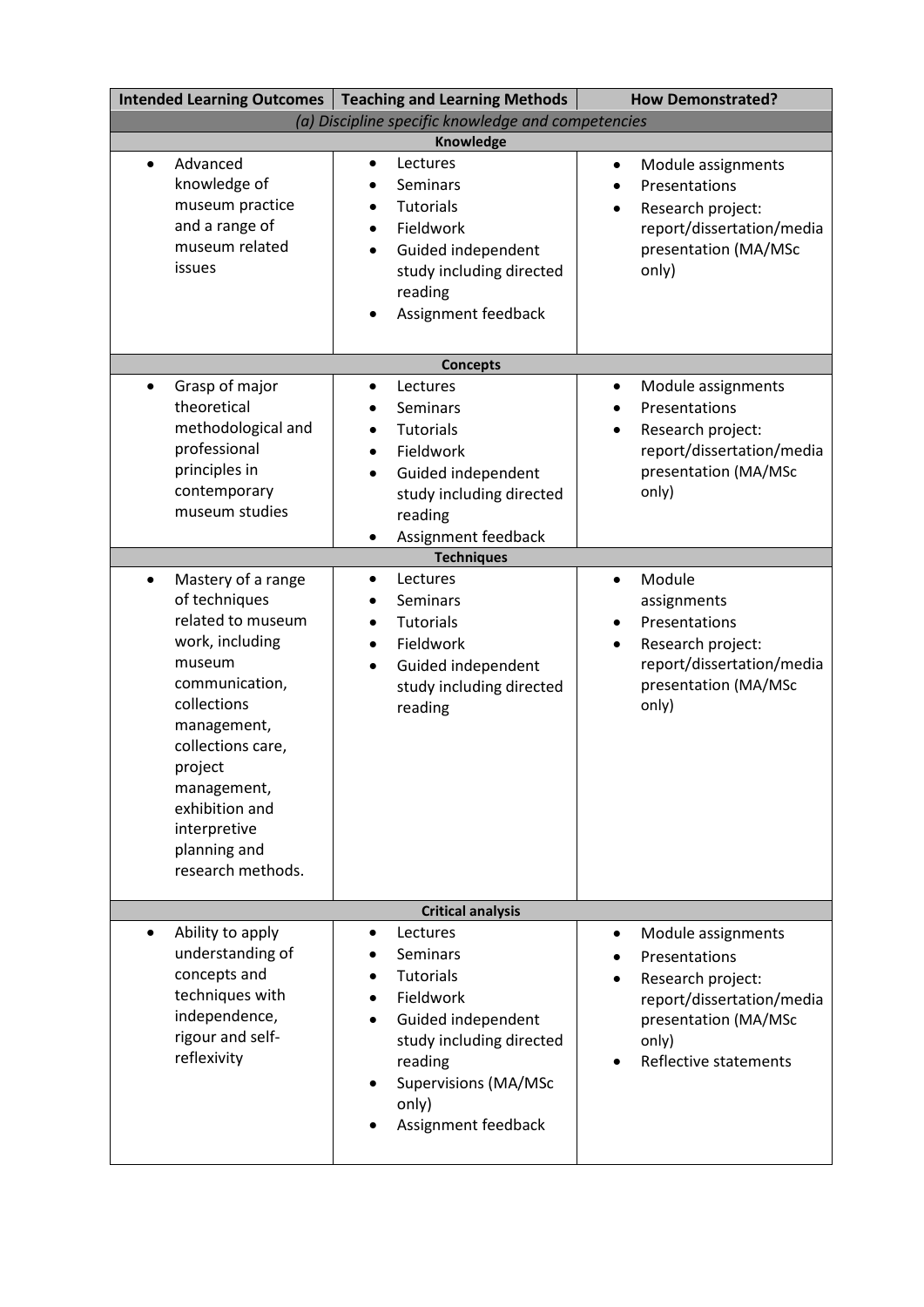| Intended Learning Outcomes | Teaching and Learning Methods | How Demonstrated? |
|---|---|---|
| *(a) Discipline specific knowledge and competencies* | | |
| **Knowledge** | | |
| • Advanced knowledge of museum practice and a range of museum related issues | • Lectures<br>• Seminars<br>• Tutorials<br>• Fieldwork<br>• Guided independent study including directed reading<br>• Assignment feedback | • Module assignments<br>• Presentations<br>• Research project: report/dissertation/media presentation (MA/MSc only) |
| **Concepts** | | |
| • Grasp of major theoretical methodological and professional principles in contemporary museum studies | • Lectures<br>• Seminars<br>• Tutorials<br>• Fieldwork<br>• Guided independent study including directed reading<br>• Assignment feedback | • Module assignments<br>• Presentations<br>• Research project: report/dissertation/media presentation (MA/MSc only) |
| **Techniques** | | |
| • Mastery of a range of techniques related to museum work, including museum communication, collections management, collections care, project management, exhibition and interpretive planning and research methods. | • Lectures<br>• Seminars<br>• Tutorials<br>• Fieldwork<br>• Guided independent study including directed reading | • Module assignments<br>• Presentations<br>• Research project: report/dissertation/media presentation (MA/MSc only) |
| **Critical analysis** | | |
| • Ability to apply understanding of concepts and techniques with independence, rigour and self-reflexivity | • Lectures<br>• Seminars<br>• Tutorials<br>• Fieldwork<br>• Guided independent study including directed reading<br>• Supervisions (MA/MSc only)<br>• Assignment feedback | • Module assignments<br>• Presentations<br>• Research project: report/dissertation/media presentation (MA/MSc only)<br>• Reflective statements |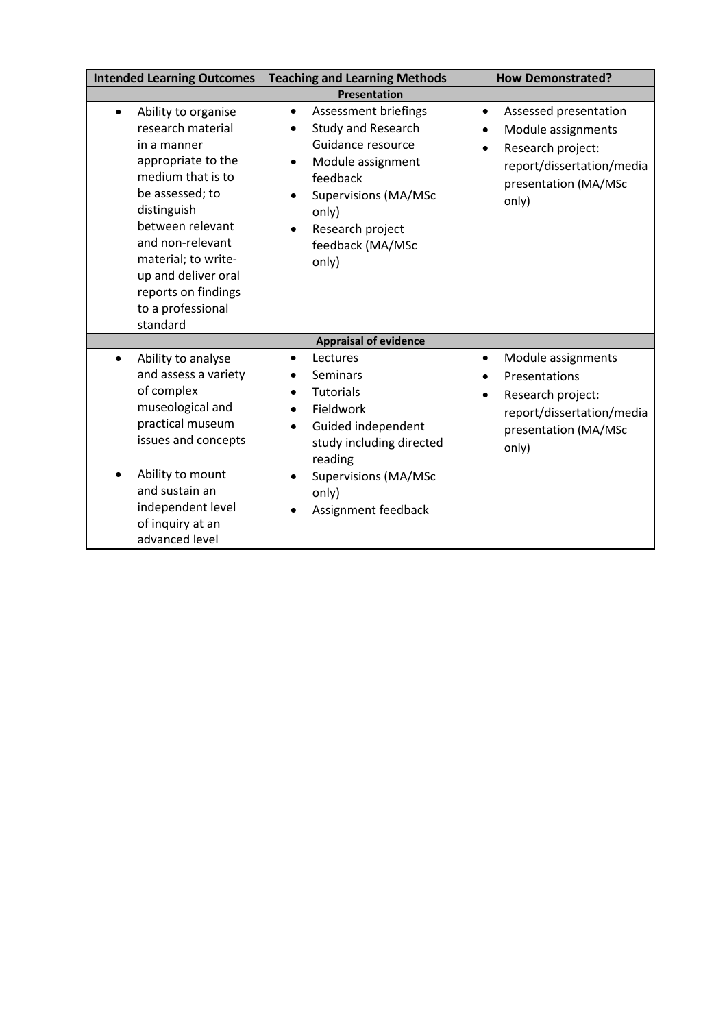| Intended Learning Outcomes | Teaching and Learning Methods | How Demonstrated? |
|---|---|---|
| **Presentation** | | |
| • Ability to organise research material in a manner appropriate to the medium that is to be assessed; to distinguish between relevant and non-relevant material; to write-up and deliver oral reports on findings to a professional standard | • Assessment briefings<br>• Study and Research Guidance resource<br>• Module assignment feedback<br>• Supervisions (MA/MSc only)<br>• Research project feedback (MA/MSc only) | • Assessed presentation<br>• Module assignments<br>• Research project: report/dissertation/media presentation (MA/MSc only) |
| **Appraisal of evidence** | | |
| • Ability to analyse and assess a variety of complex museological and practical museum issues and concepts<br>• Ability to mount and sustain an independent level of inquiry at an advanced level | • Lectures<br>• Seminars<br>• Tutorials<br>• Fieldwork<br>• Guided independent study including directed reading<br>• Supervisions (MA/MSc only)<br>• Assignment feedback | • Module assignments<br>• Presentations<br>• Research project: report/dissertation/media presentation (MA/MSc only) |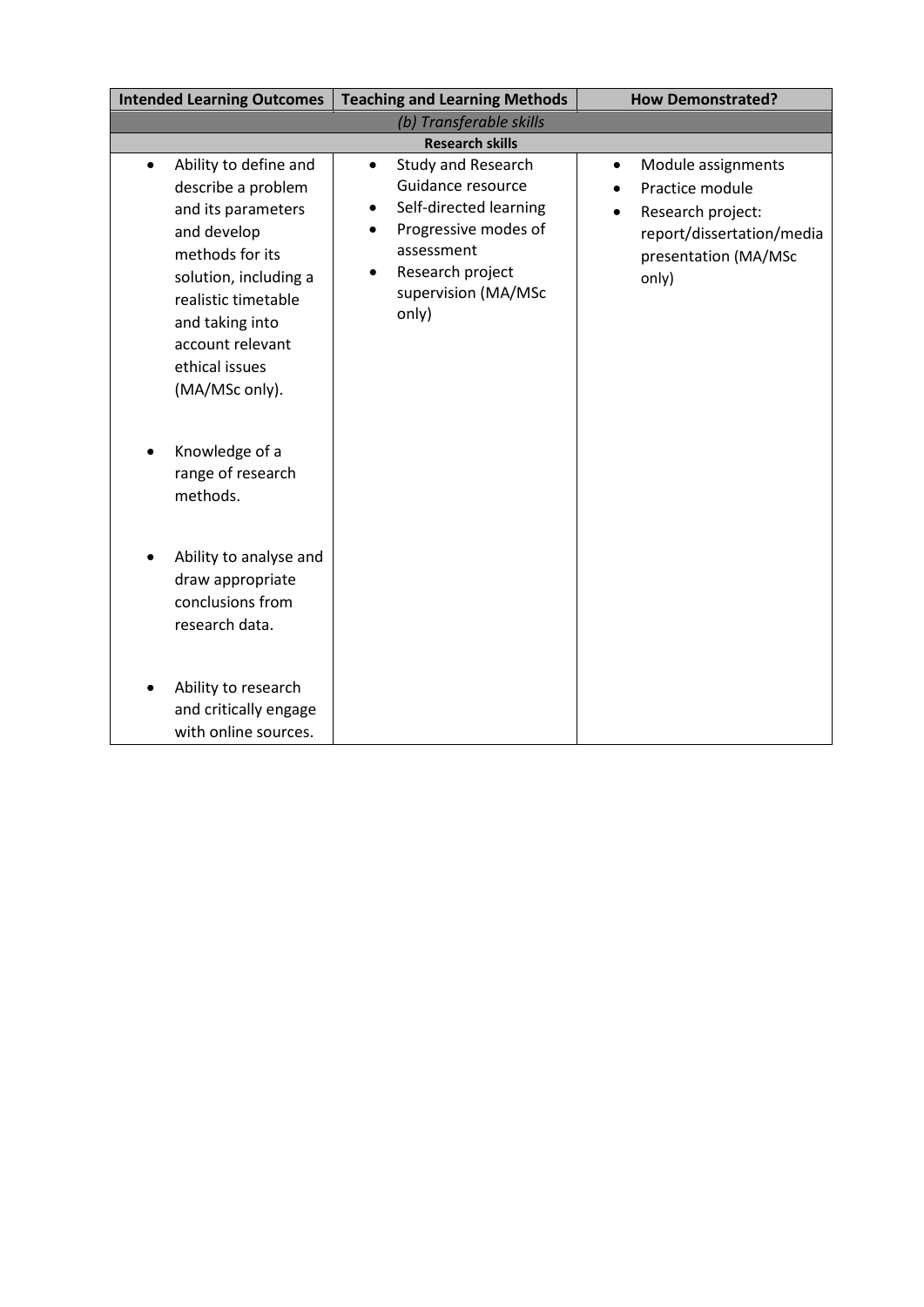| Intended Learning Outcomes | Teaching and Learning Methods | How Demonstrated? |
|---|---|---|
| *(b) Transferable skills* | | |
| **Research skills** | | |
| • Ability to define and describe a problem and its parameters and develop methods for its solution, including a realistic timetable and taking into account relevant ethical issues (MA/MSc only).<br><br>• Knowledge of a range of research methods.<br><br>• Ability to analyse and draw appropriate conclusions from research data.<br><br>• Ability to research and critically engage with online sources. | • Study and Research Guidance resource<br>• Self-directed learning<br>• Progressive modes of assessment<br>• Research project supervision (MA/MSc only) | • Module assignments<br>• Practice module<br>• Research project: report/dissertation/media presentation (MA/MSc only) |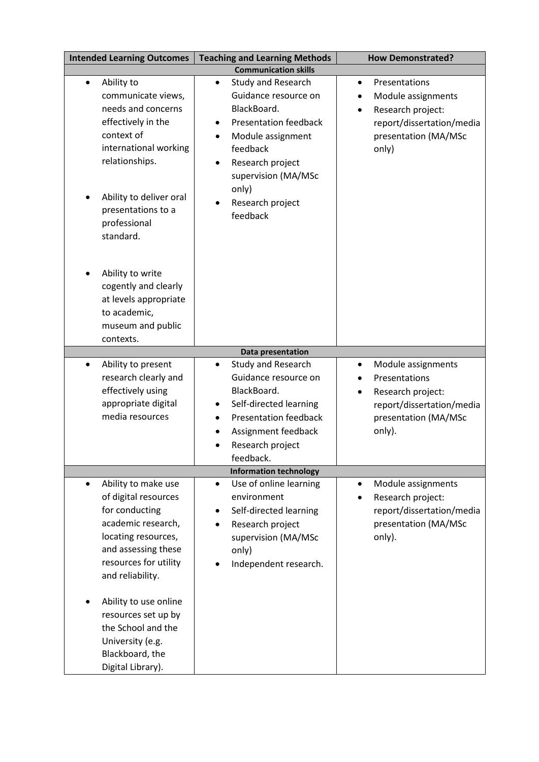| Intended Learning Outcomes | Teaching and Learning Methods | How Demonstrated? |
|---|---|---|
| **Communication skills** | | |
| • Ability to communicate views, needs and concerns effectively in the context of international working relationships.<br><br>• Ability to deliver oral presentations to a professional standard.<br><br>• Ability to write cogently and clearly at levels appropriate to academic, museum and public contexts. | • Study and Research Guidance resource on BlackBoard.<br>• Presentation feedback<br>• Module assignment feedback<br>• Research project supervision (MA/MSc only)<br>• Research project feedback | • Presentations<br>• Module assignments<br>• Research project: report/dissertation/media presentation (MA/MSc only) |
| **Data presentation** | | |
| • Ability to present research clearly and effectively using appropriate digital media resources | • Study and Research Guidance resource on BlackBoard.<br>• Self-directed learning<br>• Presentation feedback<br>• Assignment feedback<br>• Research project feedback. | • Module assignments<br>• Presentations<br>• Research project: report/dissertation/media presentation (MA/MSc only). |
| **Information technology** | | |
| • Ability to make use of digital resources for conducting academic research, locating resources, and assessing these resources for utility and reliability.<br><br>• Ability to use online resources set up by the School and the University (e.g. Blackboard, the Digital Library). | • Use of online learning environment<br>• Self-directed learning<br>• Research project supervision (MA/MSc only)<br>• Independent research. | • Module assignments<br>• Research project: report/dissertation/media presentation (MA/MSc only). |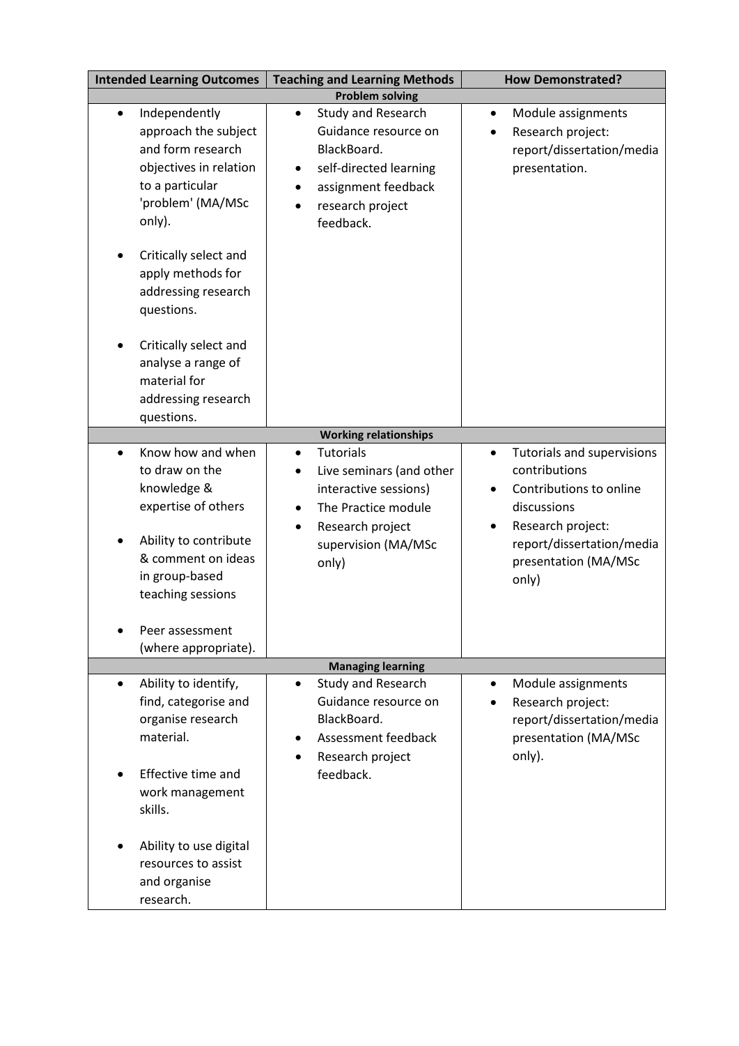| Intended Learning Outcomes | Teaching and Learning Methods | How Demonstrated? |
| --- | --- | --- |
| **Problem solving** | | |
| • Independently approach the subject and form research objectives in relation to a particular 'problem' (MA/MSc only).<br><br>• Critically select and apply methods for addressing research questions.<br><br>• Critically select and analyse a range of material for addressing research questions. | • Study and Research Guidance resource on BlackBoard.<br>• self-directed learning<br>• assignment feedback<br>• research project feedback. | • Module assignments<br>• Research project: report/dissertation/media presentation. |
| **Working relationships** | | |
| • Know how and when to draw on the knowledge & expertise of others<br><br>• Ability to contribute & comment on ideas in group-based teaching sessions<br><br>• Peer assessment (where appropriate). | • Tutorials<br>• Live seminars (and other interactive sessions)<br>• The Practice module<br>• Research project supervision (MA/MSc only) | • Tutorials and supervisions contributions<br>• Contributions to online discussions<br>• Research project: report/dissertation/media presentation (MA/MSc only) |
| **Managing learning** | | |
| • Ability to identify, find, categorise and organise research material.<br><br>• Effective time and work management skills.<br><br>• Ability to use digital resources to assist and organise research. | • Study and Research Guidance resource on BlackBoard.<br>• Assessment feedback<br>• Research project feedback. | • Module assignments<br>• Research project: report/dissertation/media presentation (MA/MSc only). |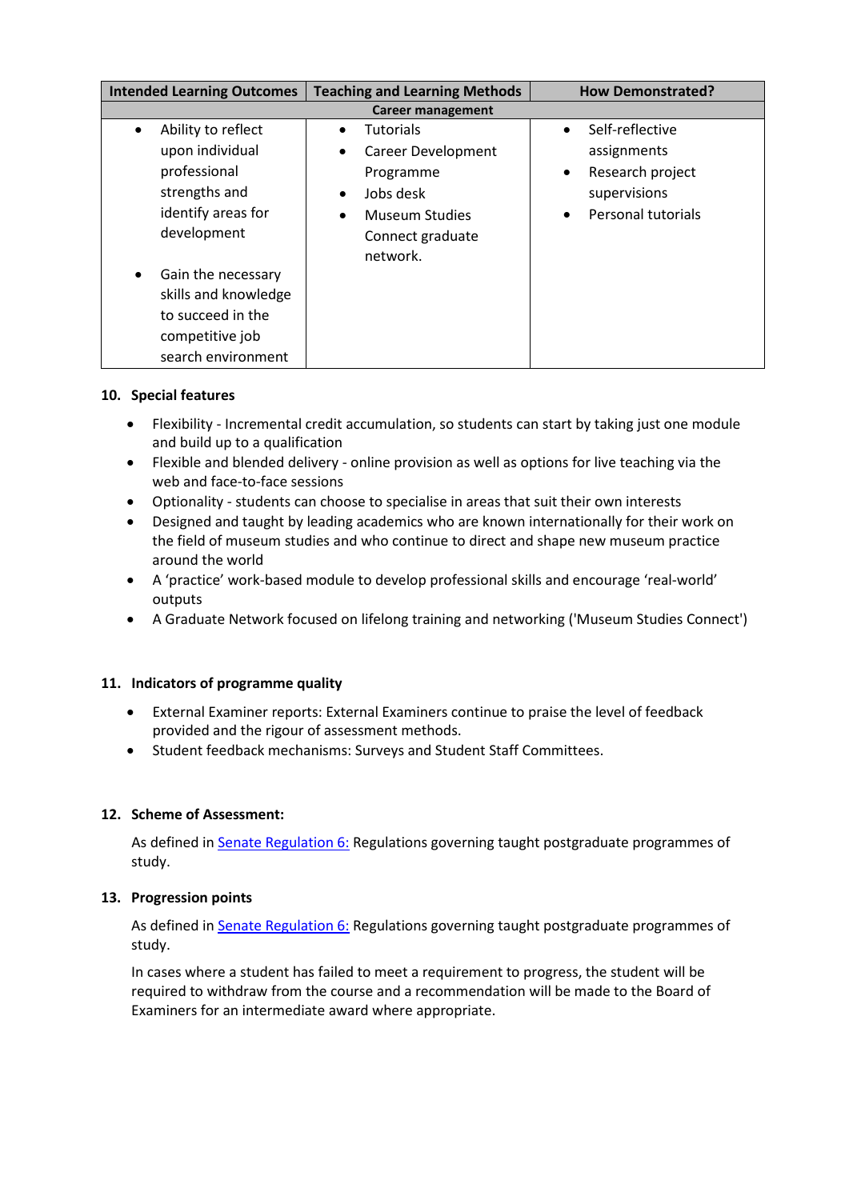| Intended Learning Outcomes | Teaching and Learning Methods | How Demonstrated? |
|---|---|---|
| **Career management** | | |
| • Ability to reflect upon individual professional strengths and identify areas for development<br><br>• Gain the necessary skills and knowledge to succeed in the competitive job search environment | • Tutorials<br>• Career Development Programme<br>• Jobs desk<br>• Museum Studies Connect graduate network. | • Self-reflective assignments<br>• Research project supervisions<br>• Personal tutorials |

## 10. Special features

- Flexibility - Incremental credit accumulation, so students can start by taking just one module and build up to a qualification
- Flexible and blended delivery - online provision as well as options for live teaching via the web and face-to-face sessions
- Optionality - students can choose to specialise in areas that suit their own interests
- Designed and taught by leading academics who are known internationally for their work on the field of museum studies and who continue to direct and shape new museum practice around the world
- A 'practice' work-based module to develop professional skills and encourage 'real-world' outputs
- A Graduate Network focused on lifelong training and networking ('Museum Studies Connect')

## 11. Indicators of programme quality

- External Examiner reports: External Examiners continue to praise the level of feedback provided and the rigour of assessment methods.
- Student feedback mechanisms: Surveys and Student Staff Committees.

## 12. Scheme of Assessment:

As defined in Senate Regulation 6: Regulations governing taught postgraduate programmes of study.

## 13. Progression points

As defined in Senate Regulation 6: Regulations governing taught postgraduate programmes of study.

In cases where a student has failed to meet a requirement to progress, the student will be required to withdraw from the course and a recommendation will be made to the Board of Examiners for an intermediate award where appropriate.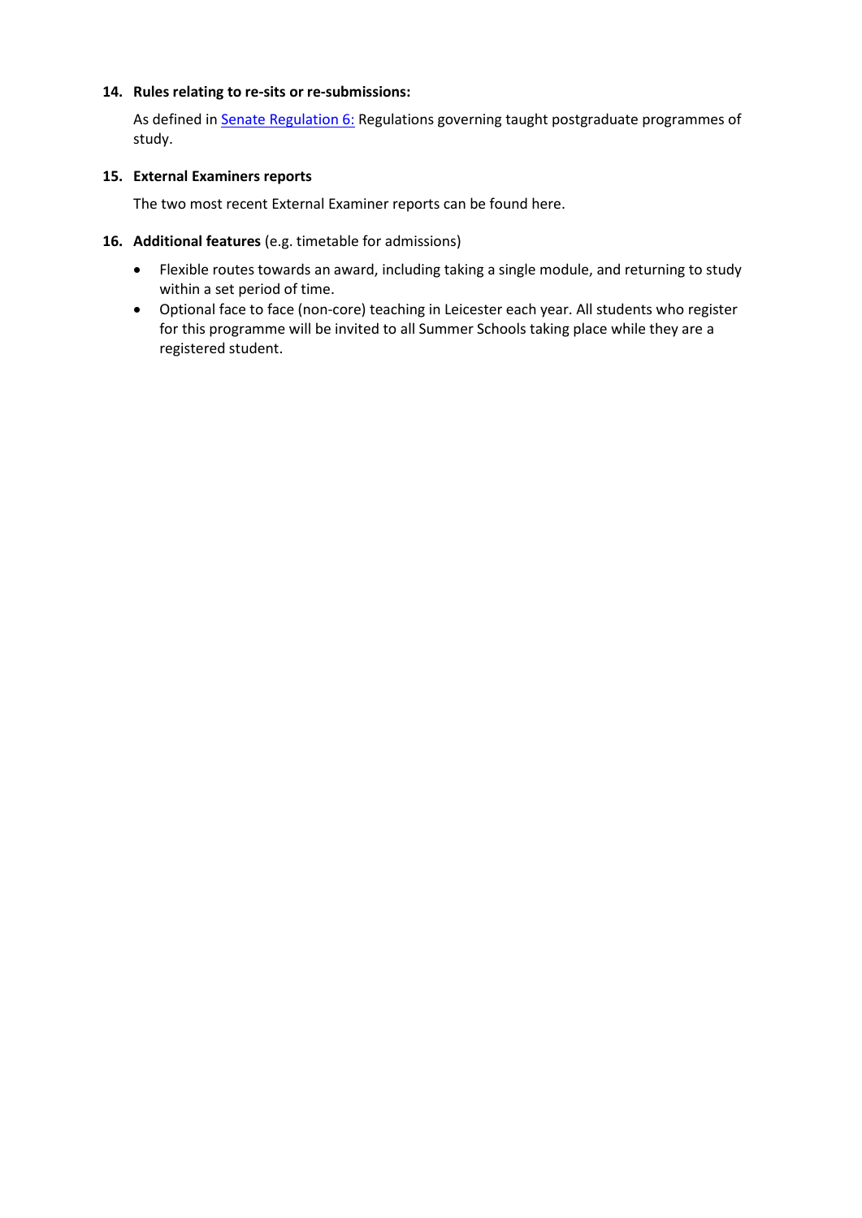**14. Rules relating to re-sits or re-submissions:**

As defined in [Senate Regulation 6:](#) Regulations governing taught postgraduate programmes of study.

**15. External Examiners reports**

The two most recent External Examiner reports can be found here.

**16. Additional features** (e.g. timetable for admissions)

- Flexible routes towards an award, including taking a single module, and returning to study within a set period of time.
- Optional face to face (non-core) teaching in Leicester each year. All students who register for this programme will be invited to all Summer Schools taking place while they are a registered student.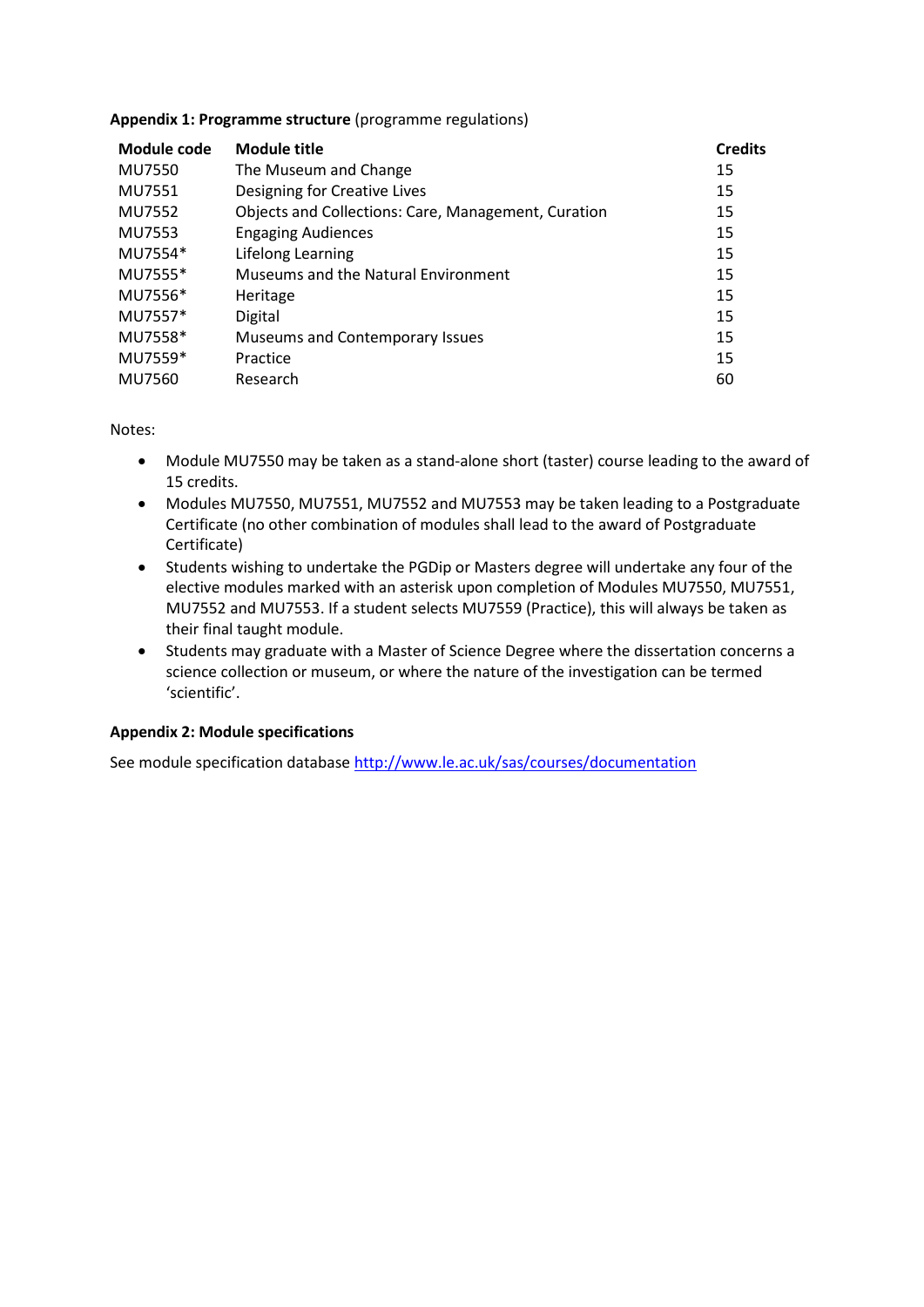**Appendix 1: Programme structure** (programme regulations)

| Module code | Module title | Credits |
| --- | --- | --- |
| MU7550 | The Museum and Change | 15 |
| MU7551 | Designing for Creative Lives | 15 |
| MU7552 | Objects and Collections: Care, Management, Curation | 15 |
| MU7553 | Engaging Audiences | 15 |
| MU7554* | Lifelong Learning | 15 |
| MU7555* | Museums and the Natural Environment | 15 |
| MU7556* | Heritage | 15 |
| MU7557* | Digital | 15 |
| MU7558* | Museums and Contemporary Issues | 15 |
| MU7559* | Practice | 15 |
| MU7560 | Research | 60 |

Notes:

- Module MU7550 may be taken as a stand-alone short (taster) course leading to the award of 15 credits.
- Modules MU7550, MU7551, MU7552 and MU7553 may be taken leading to a Postgraduate Certificate (no other combination of modules shall lead to the award of Postgraduate Certificate)
- Students wishing to undertake the PGDip or Masters degree will undertake any four of the elective modules marked with an asterisk upon completion of Modules MU7550, MU7551, MU7552 and MU7553. If a student selects MU7559 (Practice), this will always be taken as their final taught module.
- Students may graduate with a Master of Science Degree where the dissertation concerns a science collection or museum, or where the nature of the investigation can be termed 'scientific'.

**Appendix 2: Module specifications**

See module specification database http://www.le.ac.uk/sas/courses/documentation